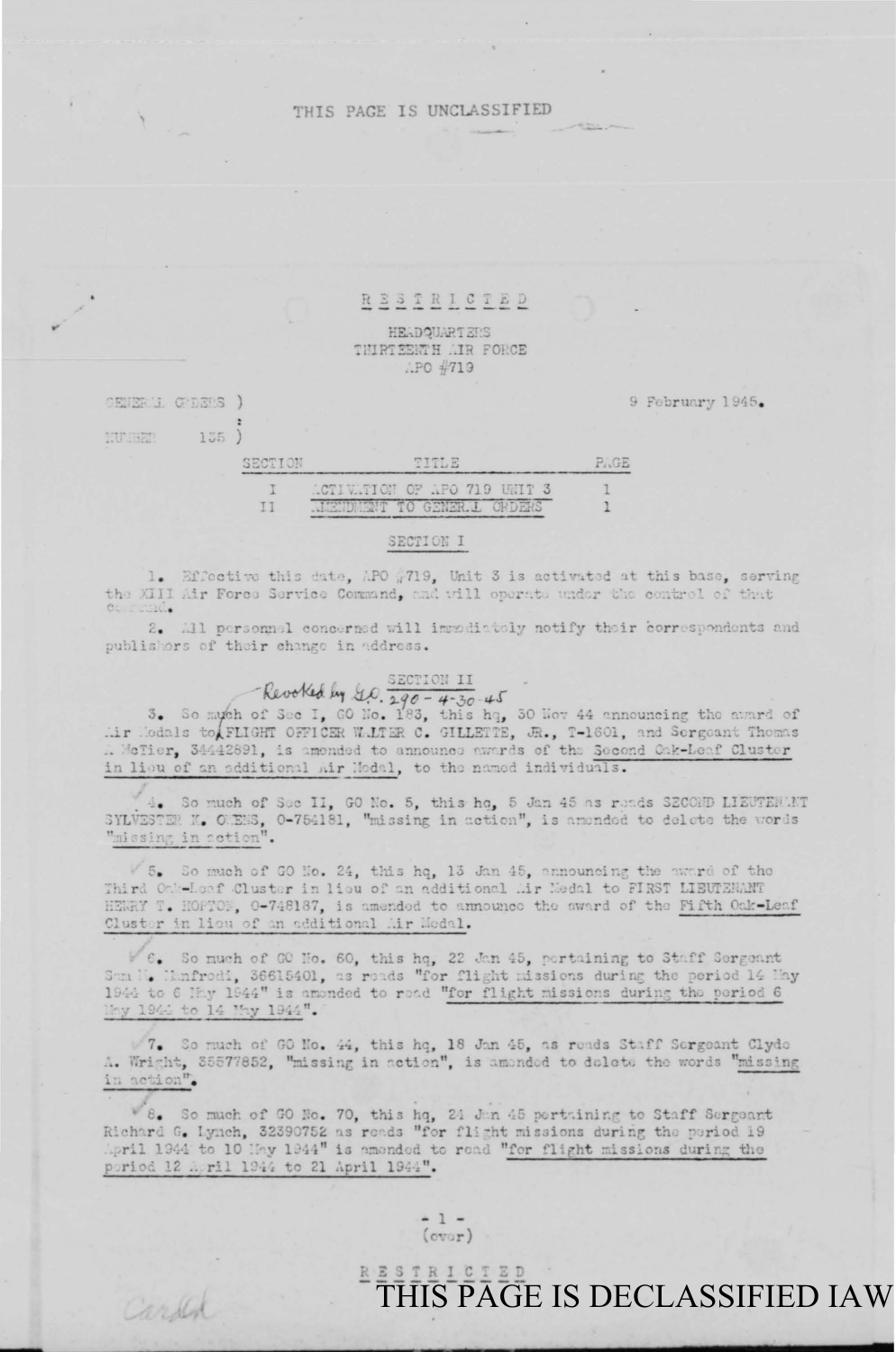THIS PAGE IS UNCLASSIFIED

RESTRICTED

HEADQUARTERS
THIRTEENTH AIR FORCE
APO #719

GENERAL ORDERS )
NUMBER 135 )

9 February 1945.

| SECTION | TITLE | PAGE |
|---|---|---|
| I | ACTIVATION OF APO 719 UNIT 3 | 1 |
| II | AMENDMENT TO GENERAL ORDERS | 1 |

SECTION I

1. Effective this date, APO #719, Unit 3 is activated at this base, serving the XIII Air Force Service Command, and will operate under the control of that Command.

2. All personnel concerned will immediately notify their correspondents and publishers of their change in address.

SECTION II

Revoked by G.O. 290 - 4-30-45

3. So much of Sec I, GO No. 183, this hq, 30 Nov 44 announcing the award of Air Medals to FLIGHT OFFICER WALTER C. GILLETTE, JR., T-1601, and Sergeant Thomas A. McTier, 34442891, is amended to announce awards of the Second Oak-Leaf Cluster in lieu of an additional Air Medal, to the named individuals.

4. So much of Sec II, GO No. 5, this hq, 5 Jan 45 as reads SECOND LIEUTENANT SYLVESTER K. OWENS, 0-754181, "missing in action", is amended to delete the words "missing in action".

5. So much of GO No. 24, this hq, 13 Jan 45, announcing the award of the Third Oak-Leaf Cluster in lieu of an additional Air Medal to FIRST LIEUTENANT HENRY T. HORTON, 0-748187, is amended to announce the award of the Fifth Oak-Leaf Cluster in lieu of an additional Air Medal.

6. So much of GO No. 60, this hq, 22 Jan 45, pertaining to Staff Sergeant Sam M. Manfredi, 36615401, as reads "for flight missions during the period 14 May 1944 to 6 May 1944" is amended to read "for flight missions during the period 6 May 1944 to 14 May 1944".

7. So much of GO No. 44, this hq, 18 Jan 45, as reads Staff Sergeant Clyde A. Wright, 35577852, "missing in action", is amended to delete the words "missing in action".

8. So much of GO No. 70, this hq, 24 Jan 45 pertaining to Staff Sergeant Richard G. Lynch, 32390752 as reads "for flight missions during the period 19 April 1944 to 10 May 1944" is amended to read "for flight missions during the period 12 April 1944 to 21 April 1944".

(over)

RESTRICTED

Carded

THIS PAGE IS DECLASSIFIED IAW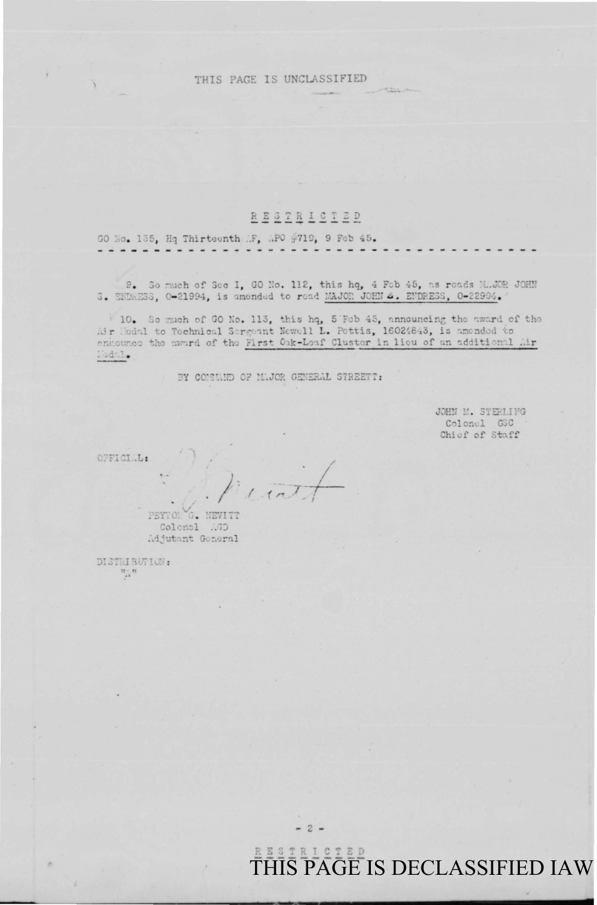THIS PAGE IS UNCLASSIFIED

RESTRICTED

GO No. 135, Hq Thirteenth AF, APO #719, 9 Feb 45.

- - - - - - - - - - - - - - - - - - - - - - - - - - - - - - - - - - - - - - - -

9. So much of Sec I, GO No. 112, this hq, 4 Feb 45, as reads MAJOR JOHN S. ENDRESS, 0-21994, is amended to read MAJOR JOHN &. ENDRESS, 0-22994.

10. So much of GO No. 113, this hq, 5 Feb 45, announcing the award of the Air Medal to Technical Sergeant Newell L. Pettis, 16024843, is amended to announce the award of the First Oak-Leaf Cluster in lieu of an additional Air Medal.

BY COMMAND OF MAJOR GENERAL STREETT:

JOHN M. STERLING
Colonel GSC
Chief of Staff

OFFICIAL:

PEYTON G. NEVITT
Colonel AGD
Adjutant General

DISTRIBUTION:
"A"

RESTRICTED

THIS PAGE IS DECLASSIFIED IAW